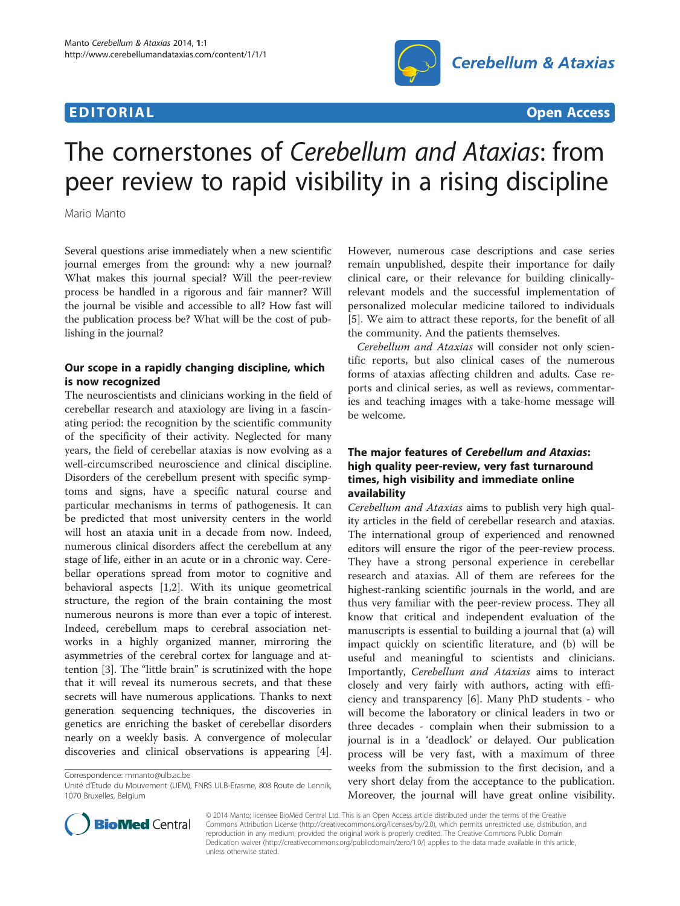**EDITORIAL** **Open Access**

# The cornerstones of *Cerebellum and Ataxias*: from peer review to rapid visibility in a rising discipline

Mario Manto

Several questions arise immediately when a new scientific journal emerges from the ground: why a new journal? What makes this journal special? Will the peer-review process be handled in a rigorous and fair manner? Will the journal be visible and accessible to all? How fast will the publication process be? What will be the cost of publishing in the journal?

## Our scope in a rapidly changing discipline, which is now recognized

The neuroscientists and clinicians working in the field of cerebellar research and ataxiology are living in a fascinating period: the recognition by the scientific community of the specificity of their activity. Neglected for many years, the field of cerebellar ataxias is now evolving as a well-circumscribed neuroscience and clinical discipline. Disorders of the cerebellum present with specific symptoms and signs, have a specific natural course and particular mechanisms in terms of pathogenesis. It can be predicted that most university centers in the world will host an ataxia unit in a decade from now. Indeed, numerous clinical disorders affect the cerebellum at any stage of life, either in an acute or in a chronic way. Cerebellar operations spread from motor to cognitive and behavioral aspects [1,2]. With its unique geometrical structure, the region of the brain containing the most numerous neurons is more than ever a topic of interest. Indeed, cerebellum maps to cerebral association networks in a highly organized manner, mirroring the asymmetries of the cerebral cortex for language and attention [3]. The "little brain" is scrutinized with the hope that it will reveal its numerous secrets, and that these secrets will have numerous applications. Thanks to next generation sequencing techniques, the discoveries in genetics are enriching the basket of cerebellar disorders nearly on a weekly basis. A convergence of molecular discoveries and clinical observations is appearing [4]. However, numerous case descriptions and case series remain unpublished, despite their importance for daily clinical care, or their relevance for building clinically-relevant models and the successful implementation of personalized molecular medicine tailored to individuals [5]. We aim to attract these reports, for the benefit of all the community. And the patients themselves.

*Cerebellum and Ataxias* will consider not only scientific reports, but also clinical cases of the numerous forms of ataxias affecting children and adults. Case reports and clinical series, as well as reviews, commentaries and teaching images with a take-home message will be welcome.

## The major features of *Cerebellum and Ataxias*: high quality peer-review, very fast turnaround times, high visibility and immediate online availability

*Cerebellum and Ataxias* aims to publish very high quality articles in the field of cerebellar research and ataxias. The international group of experienced and renowned editors will ensure the rigor of the peer-review process. They have a strong personal experience in cerebellar research and ataxias. All of them are referees for the highest-ranking scientific journals in the world, and are thus very familiar with the peer-review process. They all know that critical and independent evaluation of the manuscripts is essential to building a journal that (a) will impact quickly on scientific literature, and (b) will be useful and meaningful to scientists and clinicians. Importantly, *Cerebellum and Ataxias* aims to interact closely and very fairly with authors, acting with efficiency and transparency [6]. Many PhD students - who will become the laboratory or clinical leaders in two or three decades - complain when their submission to a journal is in a 'deadlock' or delayed. Our publication process will be very fast, with a maximum of three weeks from the submission to the first decision, and a very short delay from the acceptance to the publication. Moreover, the journal will have great online visibility.

Correspondence: mmanto@ulb.ac.be
Unité d'Etude du Mouvement (UEM), FNRS ULB-Erasme, 808 Route de Lennik, 1070 Bruxelles, Belgium

© 2014 Manto; licensee BioMed Central Ltd. This is an Open Access article distributed under the terms of the Creative Commons Attribution License (http://creativecommons.org/licenses/by/2.0), which permits unrestricted use, distribution, and reproduction in any medium, provided the original work is properly credited. The Creative Commons Public Domain Dedication waiver (http://creativecommons.org/publicdomain/zero/1.0/) applies to the data made available in this article, unless otherwise stated.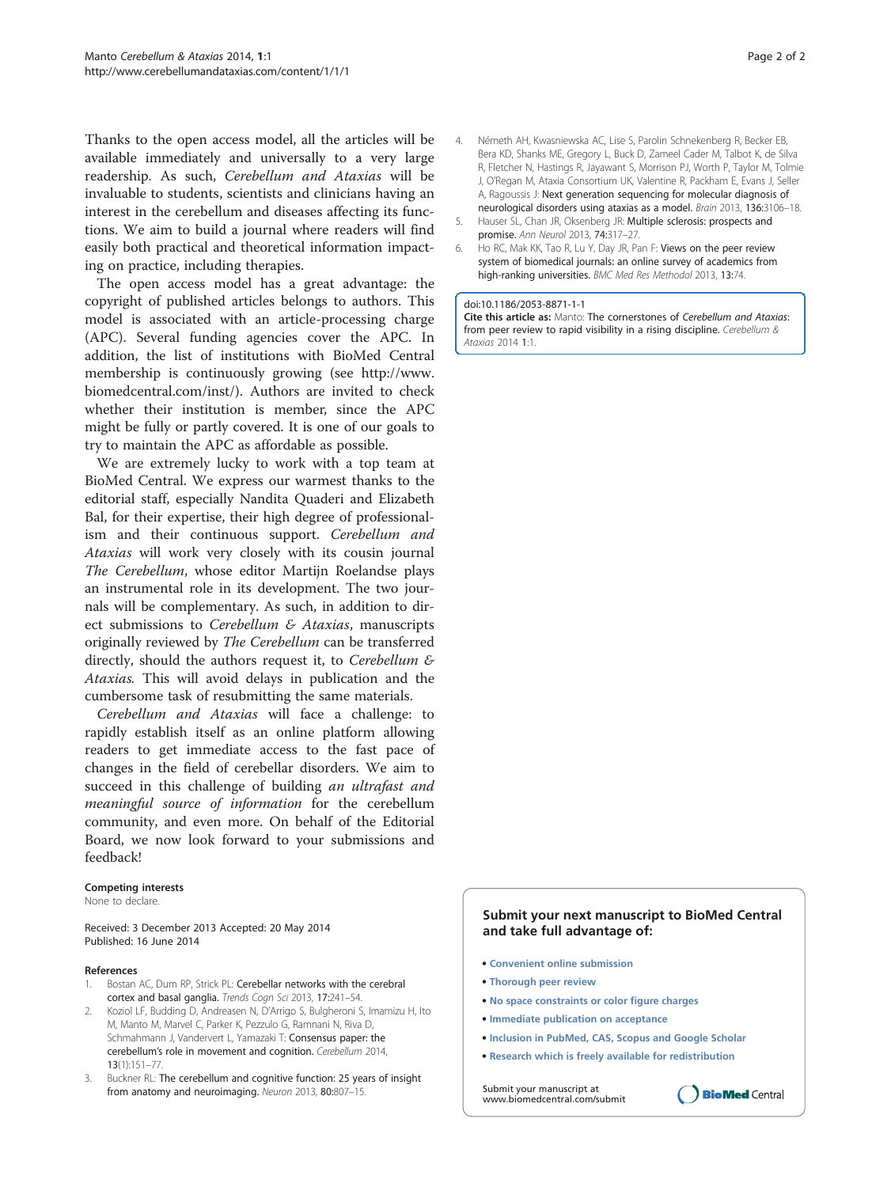Thanks to the open access model, all the articles will be available immediately and universally to a very large readership. As such, *Cerebellum and Ataxias* will be invaluable to students, scientists and clinicians having an interest in the cerebellum and diseases affecting its functions. We aim to build a journal where readers will find easily both practical and theoretical information impacting on practice, including therapies.

The open access model has a great advantage: the copyright of published articles belongs to authors. This model is associated with an article-processing charge (APC). Several funding agencies cover the APC. In addition, the list of institutions with BioMed Central membership is continuously growing (see http://www.biomedcentral.com/inst/). Authors are invited to check whether their institution is member, since the APC might be fully or partly covered. It is one of our goals to try to maintain the APC as affordable as possible.

We are extremely lucky to work with a top team at BioMed Central. We express our warmest thanks to the editorial staff, especially Nandita Quaderi and Elizabeth Bal, for their expertise, their high degree of professionalism and their continuous support. *Cerebellum and Ataxias* will work very closely with its cousin journal *The Cerebellum*, whose editor Martijn Roelandse plays an instrumental role in its development. The two journals will be complementary. As such, in addition to direct submissions to *Cerebellum & Ataxias*, manuscripts originally reviewed by *The Cerebellum* can be transferred directly, should the authors request it, to *Cerebellum & Ataxias*. This will avoid delays in publication and the cumbersome task of resubmitting the same materials.

*Cerebellum and Ataxias* will face a challenge: to rapidly establish itself as an online platform allowing readers to get immediate access to the fast pace of changes in the field of cerebellar disorders. We aim to succeed in this challenge of building *an ultrafast and meaningful source of information* for the cerebellum community, and even more. On behalf of the Editorial Board, we now look forward to your submissions and feedback!

#### Competing interests

None to declare.

Received: 3 December 2013 Accepted: 20 May 2014
Published: 16 June 2014

#### References

1. Bostan AC, Dum RP, Strick PL: **Cerebellar networks with the cerebral cortex and basal ganglia.** *Trends Cogn Sci* 2013, **17:**241–54.
2. Koziol LF, Budding D, Andreasen N, D'Arrigo S, Bulgheroni S, Imamizu H, Ito M, Manto M, Marvel C, Parker K, Pezzulo G, Ramnani N, Riva D, Schmahmann J, Vandervert L, Yamazaki T: **Consensus paper: the cerebellum's role in movement and cognition.** *Cerebellum* 2014, **13**(1):151–77.
3. Buckner RL: **The cerebellum and cognitive function: 25 years of insight from anatomy and neuroimaging.** *Neuron* 2013, **80:**807–15.
4. Németh AH, Kwasniewska AC, Lise S, Parolin Schnekenberg R, Becker EB, Bera KD, Shanks ME, Gregory L, Buck D, Zameel Cader M, Talbot K, de Silva R, Fletcher N, Hastings R, Jayawant S, Morrison PJ, Worth P, Taylor M, Tolmie J, O'Regan M, Ataxia Consortium UK, Valentine R, Packham E, Evans J, Seller A, Ragoussis J: **Next generation sequencing for molecular diagnosis of neurological disorders using ataxias as a model.** *Brain* 2013, **136:**3106–18.
5. Hauser SL, Chan JR, Oksenberg JR: **Multiple sclerosis: prospects and promise.** *Ann Neurol* 2013, **74:**317–27.
6. Ho RC, Mak KK, Tao R, Lu Y, Day JR, Pan F: **Views on the peer review system of biomedical journals: an online survey of academics from high-ranking universities.** *BMC Med Res Methodol* 2013, **13:**74.

doi:10.1186/2053-8871-1-1
**Cite this article as:** Manto: The cornerstones of *Cerebellum and Ataxias*: from peer review to rapid visibility in a rising discipline. *Cerebellum & Ataxias* 2014 **1**:1.

**Submit your next manuscript to BioMed Central and take full advantage of:**

- Convenient online submission
- Thorough peer review
- No space constraints or color figure charges
- Immediate publication on acceptance
- Inclusion in PubMed, CAS, Scopus and Google Scholar
- Research which is freely available for redistribution

Submit your manuscript at
www.biomedcentral.com/submit

BioMed Central